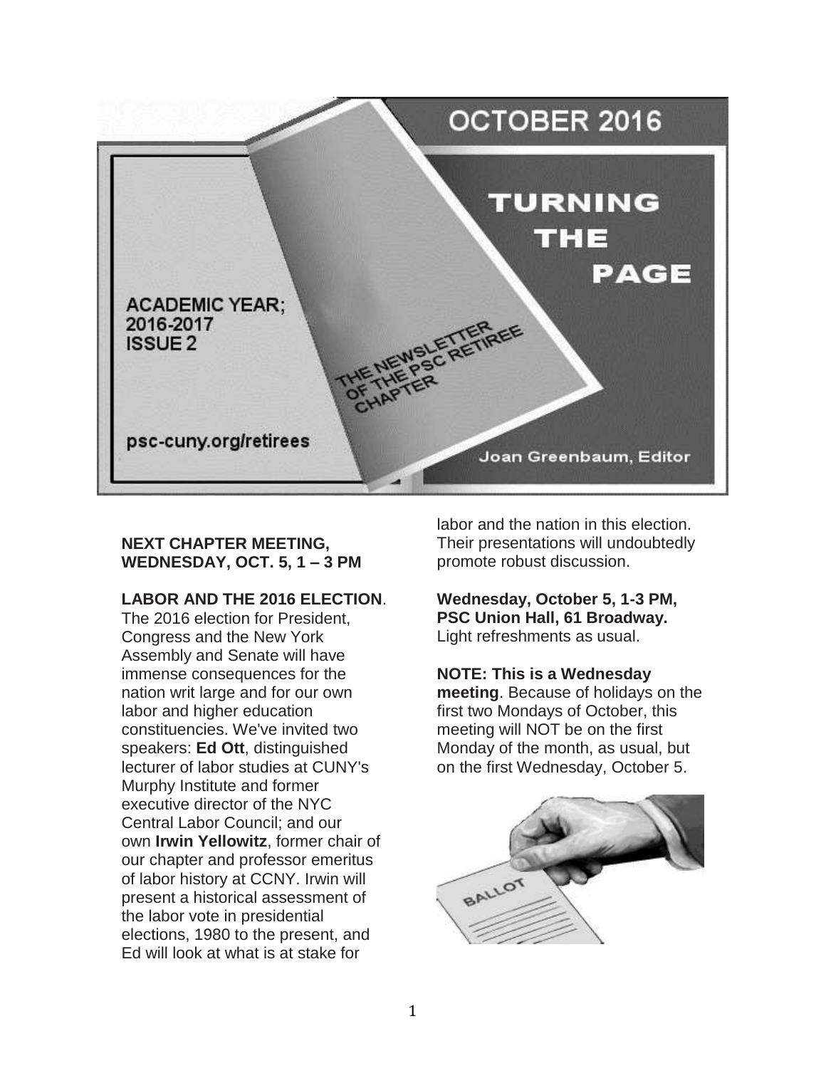# OCTOBER 2016

# TURNING THE PAGE

ACADEMIC YEAR; 2016-2017
ISSUE 2

THE NEWSLETTER OF THE PSC RETIREE CHAPTER

psc-cuny.org/retirees

Joan Greenbaum, Editor

**NEXT CHAPTER MEETING, WEDNESDAY, OCT. 5, 1 – 3 PM**

**LABOR AND THE 2016 ELECTION**. The 2016 election for President, Congress and the New York Assembly and Senate will have immense consequences for the nation writ large and for our own labor and higher education constituencies. We've invited two speakers: **Ed Ott**, distinguished lecturer of labor studies at CUNY's Murphy Institute and former executive director of the NYC Central Labor Council; and our own **Irwin Yellowitz**, former chair of our chapter and professor emeritus of labor history at CCNY. Irwin will present a historical assessment of the labor vote in presidential elections, 1980 to the present, and Ed will look at what is at stake for labor and the nation in this election. Their presentations will undoubtedly promote robust discussion.

**Wednesday, October 5, 1-3 PM, PSC Union Hall, 61 Broadway.** Light refreshments as usual.

**NOTE: This is a Wednesday meeting**. Because of holidays on the first two Mondays of October, this meeting will NOT be on the first Monday of the month, as usual, but on the first Wednesday, October 5.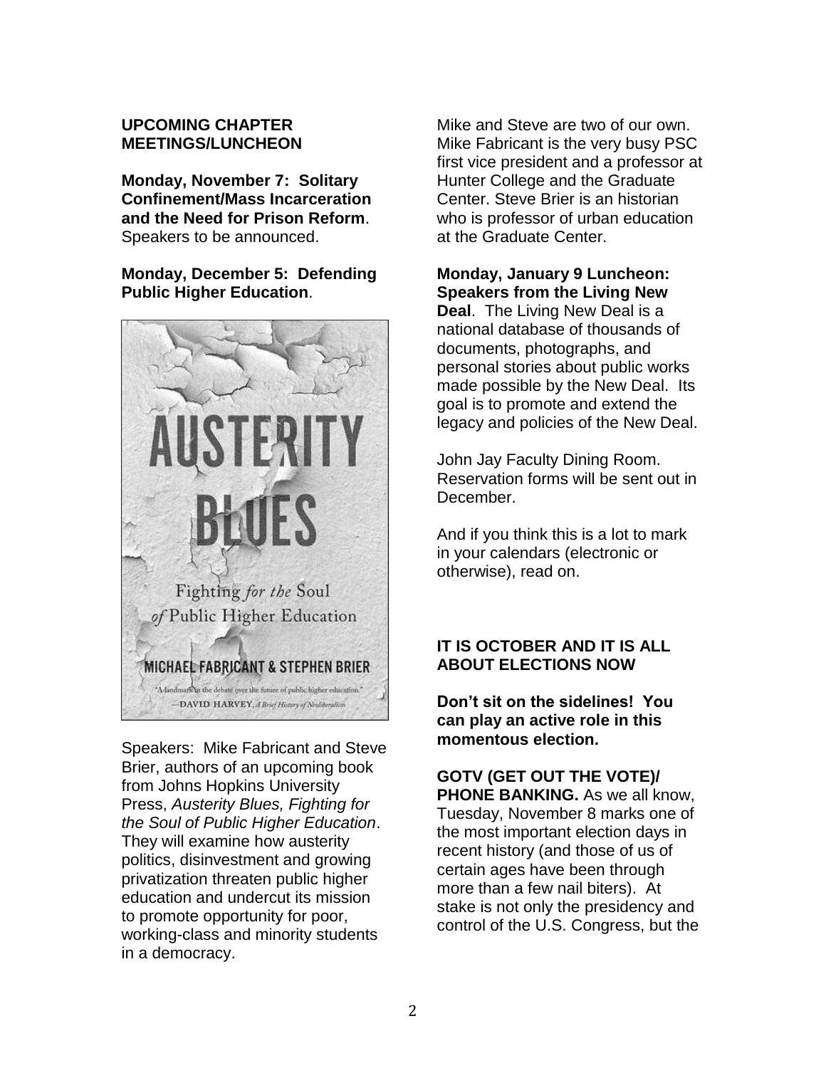**UPCOMING CHAPTER MEETINGS/LUNCHEON**

**Monday, November 7: Solitary Confinement/Mass Incarceration and the Need for Prison Reform**. Speakers to be announced.

**Monday, December 5: Defending Public Higher Education**.

Speakers: Mike Fabricant and Steve Brier, authors of an upcoming book from Johns Hopkins University Press, *Austerity Blues, Fighting for the Soul of Public Higher Education*. They will examine how austerity politics, disinvestment and growing privatization threaten public higher education and undercut its mission to promote opportunity for poor, working-class and minority students in a democracy.

Mike and Steve are two of our own. Mike Fabricant is the very busy PSC first vice president and a professor at Hunter College and the Graduate Center. Steve Brier is an historian who is professor of urban education at the Graduate Center.

**Monday, January 9 Luncheon: Speakers from the Living New Deal**. The Living New Deal is a national database of thousands of documents, photographs, and personal stories about public works made possible by the New Deal. Its goal is to promote and extend the legacy and policies of the New Deal.

John Jay Faculty Dining Room. Reservation forms will be sent out in December.

And if you think this is a lot to mark in your calendars (electronic or otherwise), read on.

**IT IS OCTOBER AND IT IS ALL ABOUT ELECTIONS NOW**

**Don't sit on the sidelines! You can play an active role in this momentous election.**

**GOTV (GET OUT THE VOTE)/ PHONE BANKING.** As we all know, Tuesday, November 8 marks one of the most important election days in recent history (and those of us of certain ages have been through more than a few nail biters). At stake is not only the presidency and control of the U.S. Congress, but the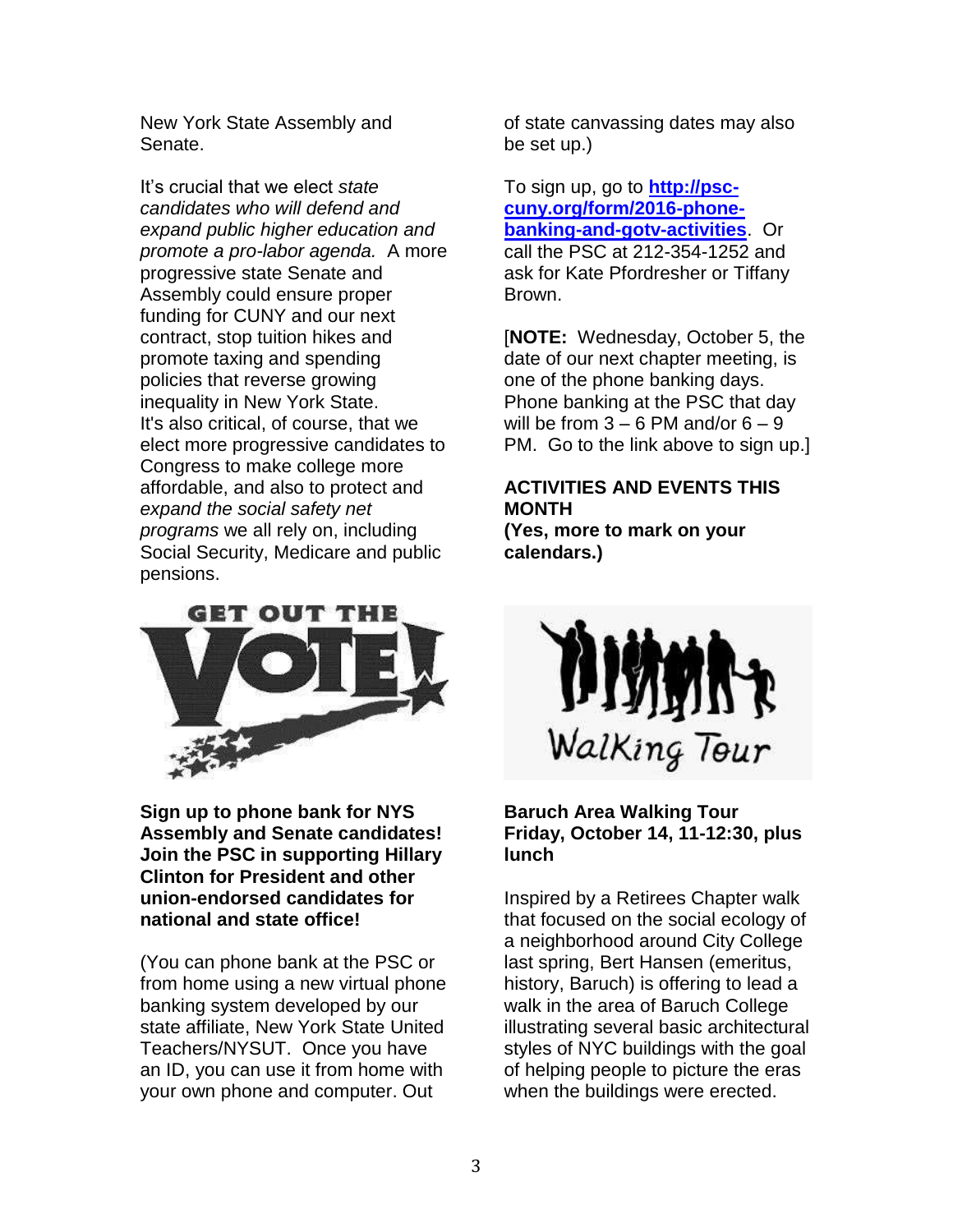New York State Assembly and Senate.

It's crucial that we elect *state candidates who will defend and expand public higher education and promote a pro-labor agenda.* A more progressive state Senate and Assembly could ensure proper funding for CUNY and our next contract, stop tuition hikes and promote taxing and spending policies that reverse growing inequality in New York State. It's also critical, of course, that we elect more progressive candidates to Congress to make college more affordable, and also to protect and *expand the social safety net programs* we all rely on, including Social Security, Medicare and public pensions.

**Sign up to phone bank for NYS Assembly and Senate candidates! Join the PSC in supporting Hillary Clinton for President and other union-endorsed candidates for national and state office!**

(You can phone bank at the PSC or from home using a new virtual phone banking system developed by our state affiliate, New York State United Teachers/NYSUT. Once you have an ID, you can use it from home with your own phone and computer. Out of state canvassing dates may also be set up.)

To sign up, go to **[http://psc-cuny.org/form/2016-phone-banking-and-gotv-activities](http://psc-cuny.org/form/2016-phone-banking-and-gotv-activities)**. Or call the PSC at 212-354-1252 and ask for Kate Pfordresher or Tiffany Brown.

[**NOTE:** Wednesday, October 5, the date of our next chapter meeting, is one of the phone banking days. Phone banking at the PSC that day will be from 3 – 6 PM and/or 6 – 9 PM. Go to the link above to sign up.]

**ACTIVITIES AND EVENTS THIS MONTH**
**(Yes, more to mark on your calendars.)**

**Baruch Area Walking Tour**
**Friday, October 14, 11-12:30, plus lunch**

Inspired by a Retirees Chapter walk that focused on the social ecology of a neighborhood around City College last spring, Bert Hansen (emeritus, history, Baruch) is offering to lead a walk in the area of Baruch College illustrating several basic architectural styles of NYC buildings with the goal of helping people to picture the eras when the buildings were erected.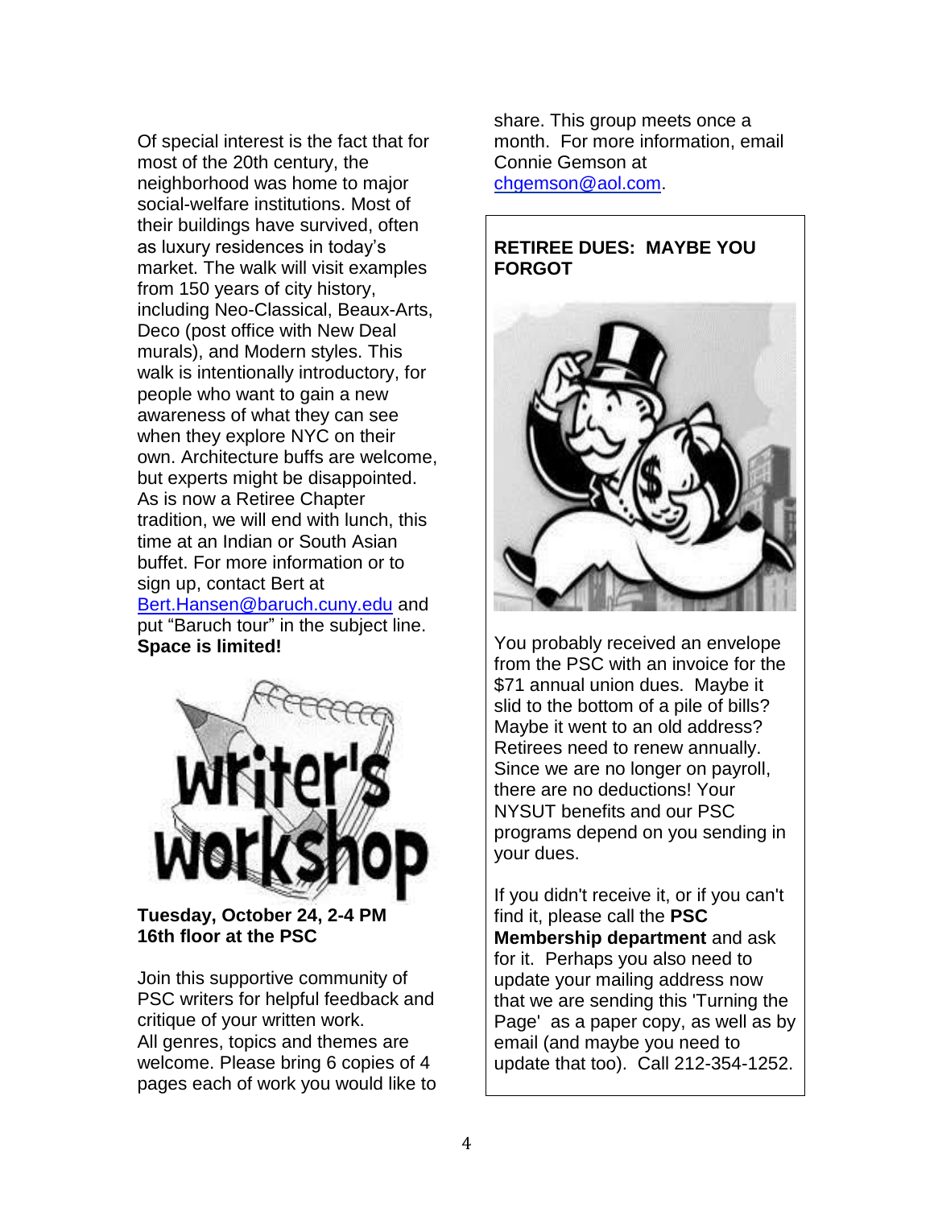Of special interest is the fact that for most of the 20th century, the neighborhood was home to major social-welfare institutions. Most of their buildings have survived, often as luxury residences in today's market. The walk will visit examples from 150 years of city history, including Neo-Classical, Beaux-Arts, Deco (post office with New Deal murals), and Modern styles. This walk is intentionally introductory, for people who want to gain a new awareness of what they can see when they explore NYC on their own. Architecture buffs are welcome, but experts might be disappointed. As is now a Retiree Chapter tradition, we will end with lunch, this time at an Indian or South Asian buffet. For more information or to sign up, contact Bert at Bert.Hansen@baruch.cuny.edu and put "Baruch tour" in the subject line. **Space is limited!**

## writer's workshop

**Tuesday, October 24, 2-4 PM**
**16th floor at the PSC**

Join this supportive community of PSC writers for helpful feedback and critique of your written work.
All genres, topics and themes are welcome. Please bring 6 copies of 4 pages each of work you would like to share. This group meets once a month. For more information, email Connie Gemson at chgemson@aol.com.

### RETIREE DUES: MAYBE YOU FORGOT

You probably received an envelope from the PSC with an invoice for the $71 annual union dues. Maybe it slid to the bottom of a pile of bills? Maybe it went to an old address? Retirees need to renew annually. Since we are no longer on payroll, there are no deductions! Your NYSUT benefits and our PSC programs depend on you sending in your dues.

If you didn't receive it, or if you can't find it, please call the **PSC Membership department** and ask for it. Perhaps you also need to update your mailing address now that we are sending this 'Turning the Page' as a paper copy, as well as by email (and maybe you need to update that too). Call 212-354-1252.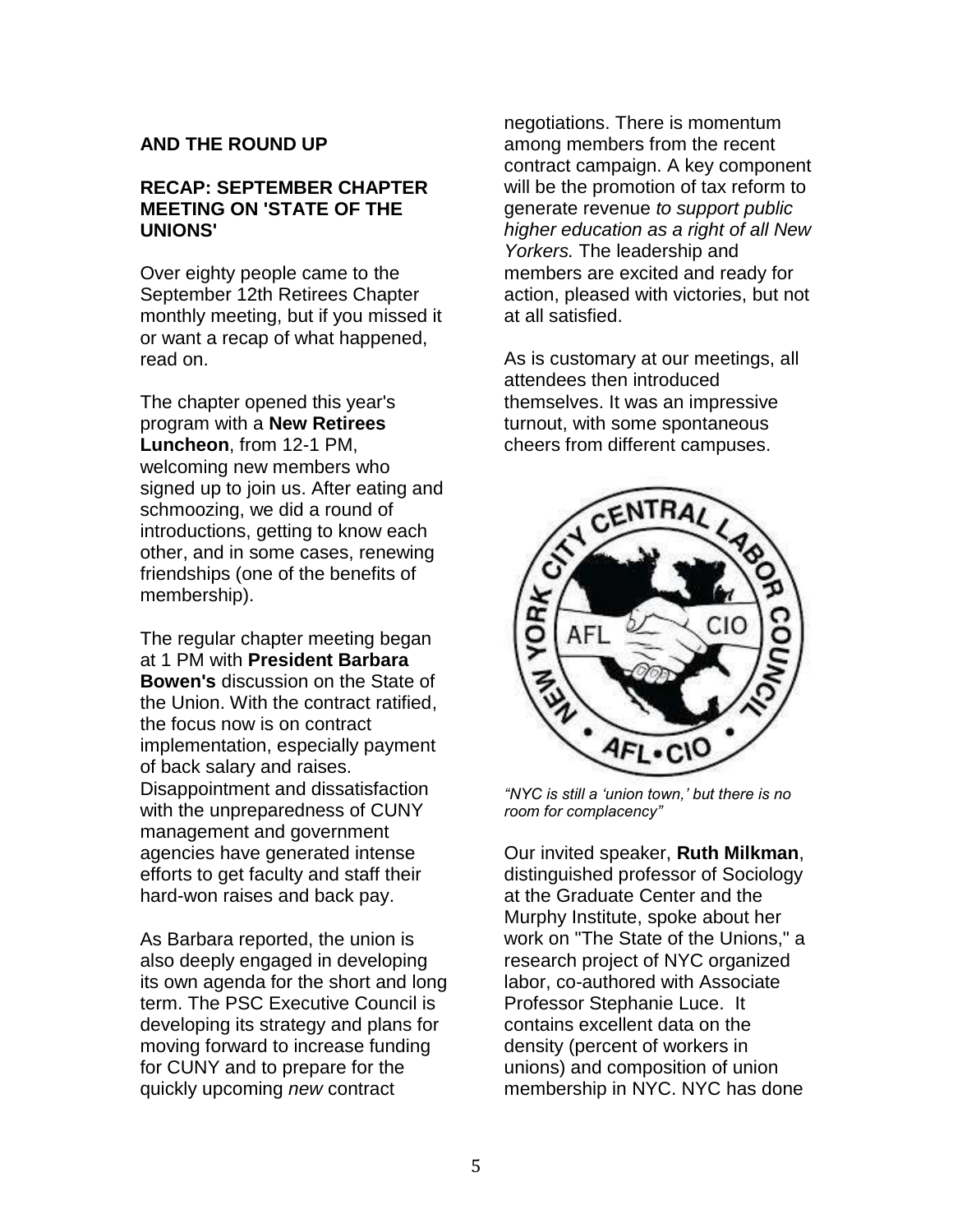**AND THE ROUND UP**

**RECAP: SEPTEMBER CHAPTER MEETING ON 'STATE OF THE UNIONS'**

Over eighty people came to the September 12th Retirees Chapter monthly meeting, but if you missed it or want a recap of what happened, read on.

The chapter opened this year's program with a **New Retirees Luncheon**, from 12-1 PM, welcoming new members who signed up to join us. After eating and schmoozing, we did a round of introductions, getting to know each other, and in some cases, renewing friendships (one of the benefits of membership).

The regular chapter meeting began at 1 PM with **President Barbara Bowen's** discussion on the State of the Union. With the contract ratified, the focus now is on contract implementation, especially payment of back salary and raises. Disappointment and dissatisfaction with the unpreparedness of CUNY management and government agencies have generated intense efforts to get faculty and staff their hard-won raises and back pay.

As Barbara reported, the union is also deeply engaged in developing its own agenda for the short and long term. The PSC Executive Council is developing its strategy and plans for moving forward to increase funding for CUNY and to prepare for the quickly upcoming *new* contract negotiations. There is momentum among members from the recent contract campaign. A key component will be the promotion of tax reform to generate revenue *to support public higher education as a right of all New Yorkers.* The leadership and members are excited and ready for action, pleased with victories, but not at all satisfied.

As is customary at our meetings, all attendees then introduced themselves. It was an impressive turnout, with some spontaneous cheers from different campuses.

*"NYC is still a 'union town,' but there is no room for complacency"*

Our invited speaker, **Ruth Milkman**, distinguished professor of Sociology at the Graduate Center and the Murphy Institute, spoke about her work on "The State of the Unions," a research project of NYC organized labor, co-authored with Associate Professor Stephanie Luce. It contains excellent data on the density (percent of workers in unions) and composition of union membership in NYC. NYC has done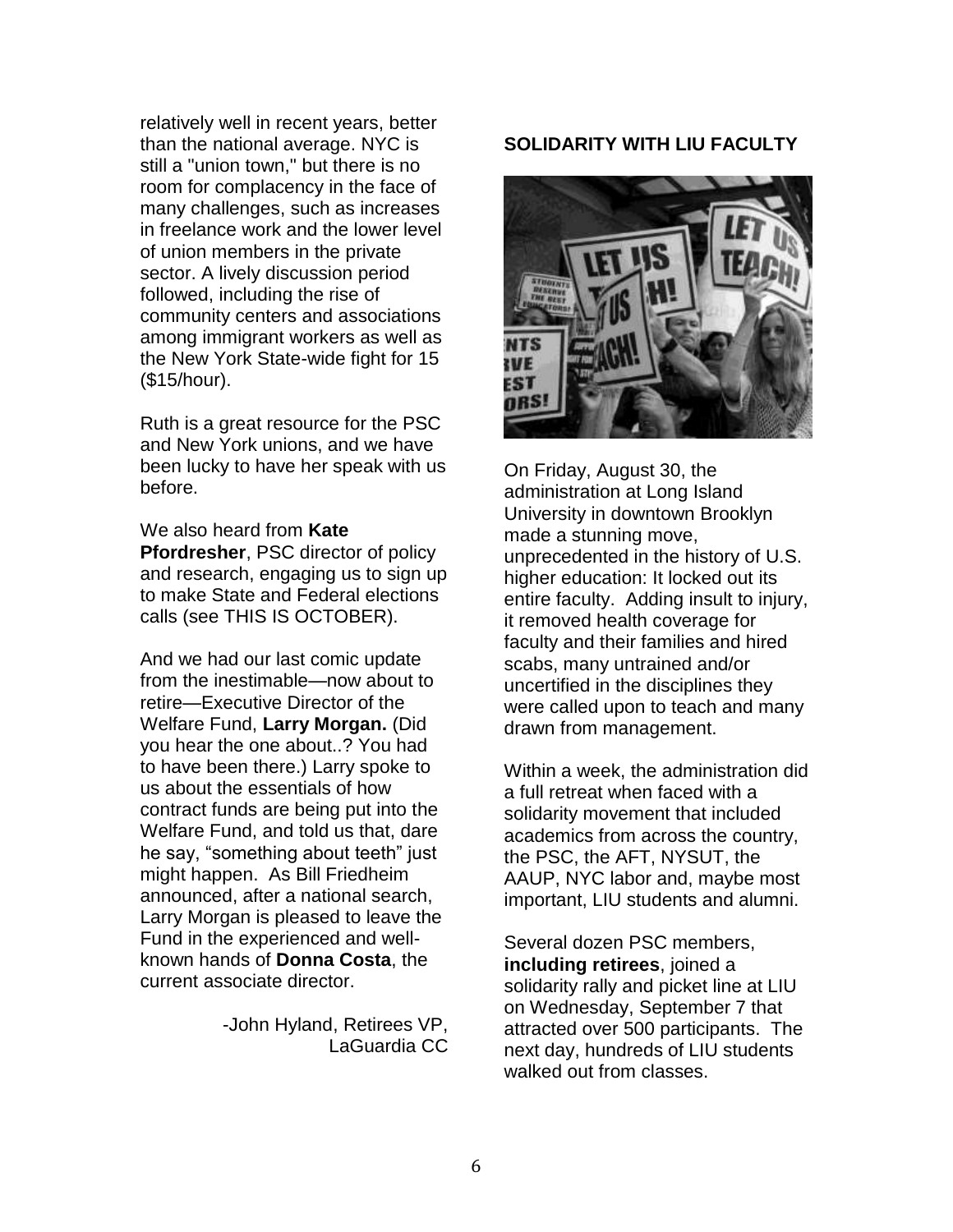relatively well in recent years, better than the national average. NYC is still a "union town," but there is no room for complacency in the face of many challenges, such as increases in freelance work and the lower level of union members in the private sector. A lively discussion period followed, including the rise of community centers and associations among immigrant workers as well as the New York State-wide fight for 15 ($15/hour).

Ruth is a great resource for the PSC and New York unions, and we have been lucky to have her speak with us before.

We also heard from **Kate Pfordresher**, PSC director of policy and research, engaging us to sign up to make State and Federal elections calls (see THIS IS OCTOBER).

And we had our last comic update from the inestimable—now about to retire—Executive Director of the Welfare Fund, **Larry Morgan.** (Did you hear the one about..? You had to have been there.) Larry spoke to us about the essentials of how contract funds are being put into the Welfare Fund, and told us that, dare he say, "something about teeth" just might happen. As Bill Friedheim announced, after a national search, Larry Morgan is pleased to leave the Fund in the experienced and well-known hands of **Donna Costa**, the current associate director.

-John Hyland, Retirees VP, LaGuardia CC

## SOLIDARITY WITH LIU FACULTY

On Friday, August 30, the administration at Long Island University in downtown Brooklyn made a stunning move, unprecedented in the history of U.S. higher education: It locked out its entire faculty. Adding insult to injury, it removed health coverage for faculty and their families and hired scabs, many untrained and/or uncertified in the disciplines they were called upon to teach and many drawn from management.

Within a week, the administration did a full retreat when faced with a solidarity movement that included academics from across the country, the PSC, the AFT, NYSUT, the AAUP, NYC labor and, maybe most important, LIU students and alumni.

Several dozen PSC members, **including retirees**, joined a solidarity rally and picket line at LIU on Wednesday, September 7 that attracted over 500 participants. The next day, hundreds of LIU students walked out from classes.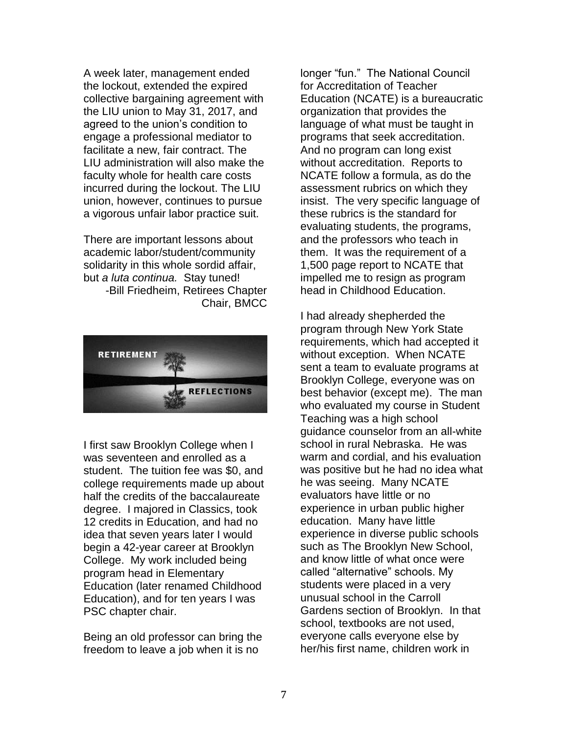A week later, management ended the lockout, extended the expired collective bargaining agreement with the LIU union to May 31, 2017, and agreed to the union's condition to engage a professional mediator to facilitate a new, fair contract. The LIU administration will also make the faculty whole for health care costs incurred during the lockout. The LIU union, however, continues to pursue a vigorous unfair labor practice suit.

There are important lessons about academic labor/student/community solidarity in this whole sordid affair, but *a luta continua.* Stay tuned!

-Bill Friedheim, Retirees Chapter Chair, BMCC

## RETIREMENT REFLECTIONS

I first saw Brooklyn College when I was seventeen and enrolled as a student. The tuition fee was $0, and college requirements made up about half the credits of the baccalaureate degree. I majored in Classics, took 12 credits in Education, and had no idea that seven years later I would begin a 42-year career at Brooklyn College. My work included being program head in Elementary Education (later renamed Childhood Education), and for ten years I was PSC chapter chair.

Being an old professor can bring the freedom to leave a job when it is no longer "fun." The National Council for Accreditation of Teacher Education (NCATE) is a bureaucratic organization that provides the language of what must be taught in programs that seek accreditation. And no program can long exist without accreditation. Reports to NCATE follow a formula, as do the assessment rubrics on which they insist. The very specific language of these rubrics is the standard for evaluating students, the programs, and the professors who teach in them. It was the requirement of a 1,500 page report to NCATE that impelled me to resign as program head in Childhood Education.

I had already shepherded the program through New York State requirements, which had accepted it without exception. When NCATE sent a team to evaluate programs at Brooklyn College, everyone was on best behavior (except me). The man who evaluated my course in Student Teaching was a high school guidance counselor from an all-white school in rural Nebraska. He was warm and cordial, and his evaluation was positive but he had no idea what he was seeing. Many NCATE evaluators have little or no experience in urban public higher education. Many have little experience in diverse public schools such as The Brooklyn New School, and know little of what once were called "alternative" schools. My students were placed in a very unusual school in the Carroll Gardens section of Brooklyn. In that school, textbooks are not used, everyone calls everyone else by her/his first name, children work in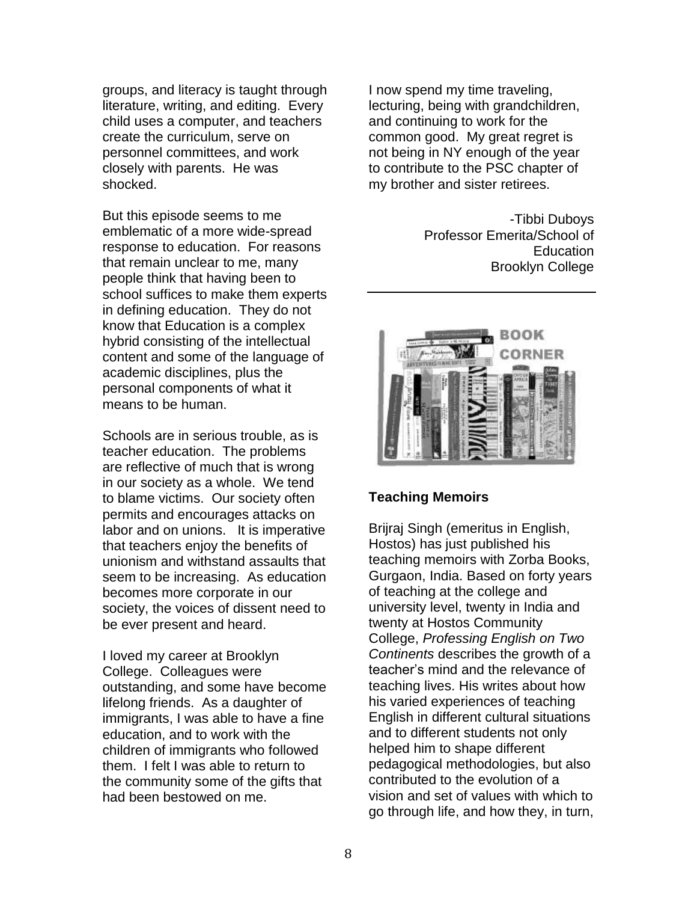groups, and literacy is taught through literature, writing, and editing. Every child uses a computer, and teachers create the curriculum, serve on personnel committees, and work closely with parents. He was shocked.

But this episode seems to me emblematic of a more wide-spread response to education. For reasons that remain unclear to me, many people think that having been to school suffices to make them experts in defining education. They do not know that Education is a complex hybrid consisting of the intellectual content and some of the language of academic disciplines, plus the personal components of what it means to be human.

Schools are in serious trouble, as is teacher education. The problems are reflective of much that is wrong in our society as a whole. We tend to blame victims. Our society often permits and encourages attacks on labor and on unions. It is imperative that teachers enjoy the benefits of unionism and withstand assaults that seem to be increasing. As education becomes more corporate in our society, the voices of dissent need to be ever present and heard.

I loved my career at Brooklyn College. Colleagues were outstanding, and some have become lifelong friends. As a daughter of immigrants, I was able to have a fine education, and to work with the children of immigrants who followed them. I felt I was able to return to the community some of the gifts that had been bestowed on me.

I now spend my time traveling, lecturing, being with grandchildren, and continuing to work for the common good. My great regret is not being in NY enough of the year to contribute to the PSC chapter of my brother and sister retirees.

-Tibbi Duboys
Professor Emerita/School of Education
Brooklyn College

---

BOOK CORNER

**Teaching Memoirs**

Brijraj Singh (emeritus in English, Hostos) has just published his teaching memoirs with Zorba Books, Gurgaon, India. Based on forty years of teaching at the college and university level, twenty in India and twenty at Hostos Community College, *Professing English on Two Continents* describes the growth of a teacher's mind and the relevance of teaching lives. His writes about how his varied experiences of teaching English in different cultural situations and to different students not only helped him to shape different pedagogical methodologies, but also contributed to the evolution of a vision and set of values with which to go through life, and how they, in turn,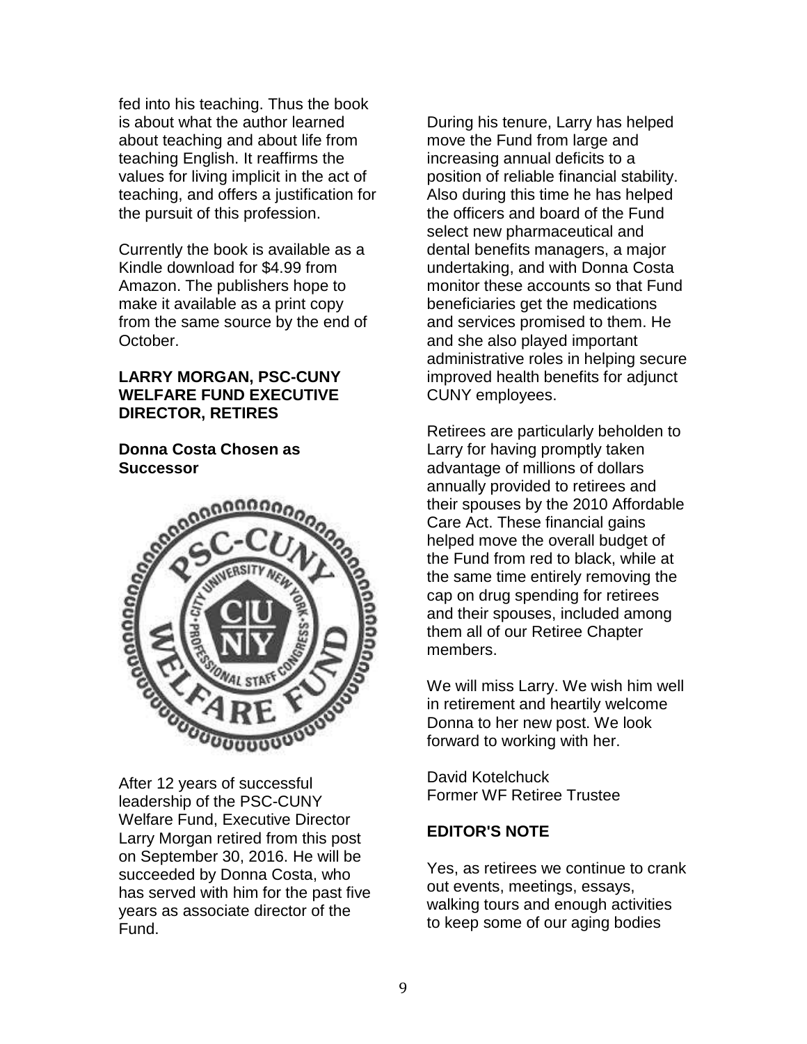fed into his teaching. Thus the book is about what the author learned about teaching and about life from teaching English. It reaffirms the values for living implicit in the act of teaching, and offers a justification for the pursuit of this profession.

Currently the book is available as a Kindle download for $4.99 from Amazon. The publishers hope to make it available as a print copy from the same source by the end of October.

**LARRY MORGAN, PSC-CUNY WELFARE FUND EXECUTIVE DIRECTOR, RETIRES**

**Donna Costa Chosen as Successor**

After 12 years of successful leadership of the PSC-CUNY Welfare Fund, Executive Director Larry Morgan retired from this post on September 30, 2016. He will be succeeded by Donna Costa, who has served with him for the past five years as associate director of the Fund.

During his tenure, Larry has helped move the Fund from large and increasing annual deficits to a position of reliable financial stability. Also during this time he has helped the officers and board of the Fund select new pharmaceutical and dental benefits managers, a major undertaking, and with Donna Costa monitor these accounts so that Fund beneficiaries get the medications and services promised to them. He and she also played important administrative roles in helping secure improved health benefits for adjunct CUNY employees.

Retirees are particularly beholden to Larry for having promptly taken advantage of millions of dollars annually provided to retirees and their spouses by the 2010 Affordable Care Act. These financial gains helped move the overall budget of the Fund from red to black, while at the same time entirely removing the cap on drug spending for retirees and their spouses, included among them all of our Retiree Chapter members.

We will miss Larry. We wish him well in retirement and heartily welcome Donna to her new post. We look forward to working with her.

David Kotelchuck
Former WF Retiree Trustee

**EDITOR'S NOTE**

Yes, as retirees we continue to crank out events, meetings, essays, walking tours and enough activities to keep some of our aging bodies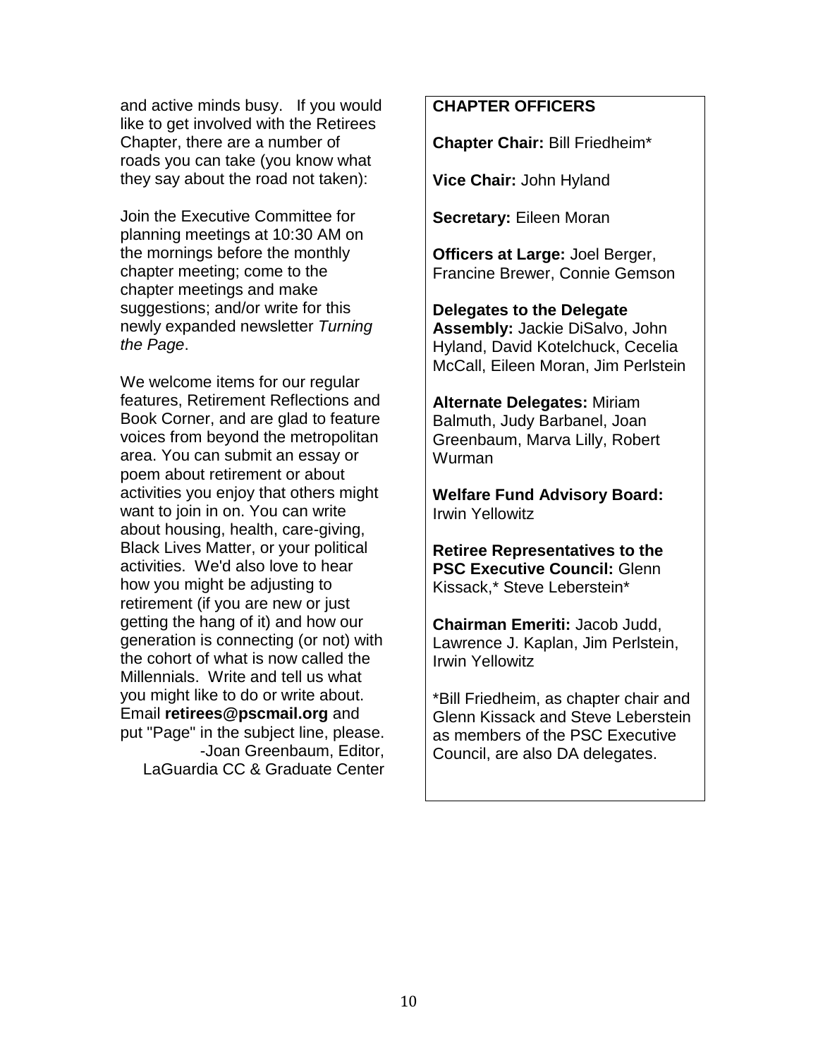and active minds busy. If you would like to get involved with the Retirees Chapter, there are a number of roads you can take (you know what they say about the road not taken):

Join the Executive Committee for planning meetings at 10:30 AM on the mornings before the monthly chapter meeting; come to the chapter meetings and make suggestions; and/or write for this newly expanded newsletter *Turning the Page*.

We welcome items for our regular features, Retirement Reflections and Book Corner, and are glad to feature voices from beyond the metropolitan area. You can submit an essay or poem about retirement or about activities you enjoy that others might want to join in on. You can write about housing, health, care-giving, Black Lives Matter, or your political activities. We'd also love to hear how you might be adjusting to retirement (if you are new or just getting the hang of it) and how our generation is connecting (or not) with the cohort of what is now called the Millennials. Write and tell us what you might like to do or write about. Email **retirees@pscmail.org** and put "Page" in the subject line, please.

-Joan Greenbaum, Editor,
LaGuardia CC & Graduate Center

**CHAPTER OFFICERS**

**Chapter Chair:** Bill Friedheim*

**Vice Chair:** John Hyland

**Secretary:** Eileen Moran

**Officers at Large:** Joel Berger, Francine Brewer, Connie Gemson

**Delegates to the Delegate Assembly:** Jackie DiSalvo, John Hyland, David Kotelchuck, Cecelia McCall, Eileen Moran, Jim Perlstein

**Alternate Delegates:** Miriam Balmuth, Judy Barbanel, Joan Greenbaum, Marva Lilly, Robert Wurman

**Welfare Fund Advisory Board:** Irwin Yellowitz

**Retiree Representatives to the PSC Executive Council:** Glenn Kissack,* Steve Leberstein*

**Chairman Emeriti:** Jacob Judd, Lawrence J. Kaplan, Jim Perlstein, Irwin Yellowitz

*Bill Friedheim, as chapter chair and Glenn Kissack and Steve Leberstein as members of the PSC Executive Council, are also DA delegates.